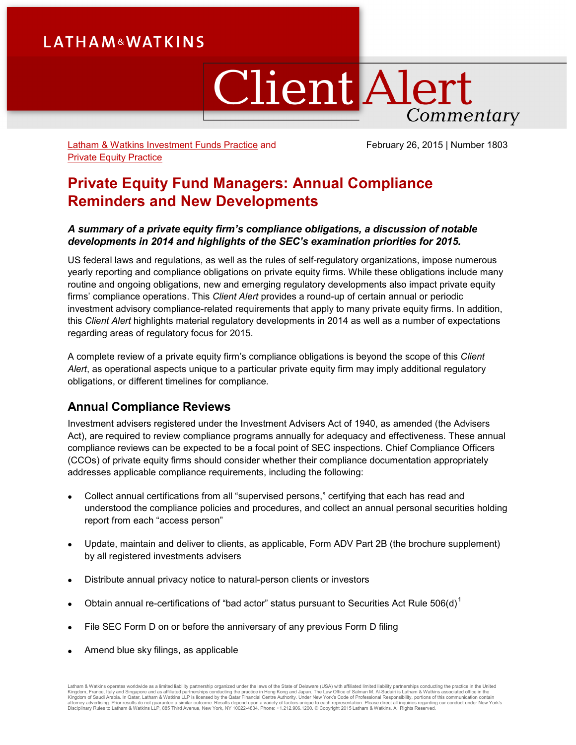LATHAM&WATKINS

# Client Alert Commentary

Latham & Watkins Investment Funds Practice and Private Equity Practice

February 26, 2015 | Number 1803

# Private Equity Fund Managers: Annual Compliance Reminders and New Developments

***A summary of a private equity firm's compliance obligations, a discussion of notable developments in 2014 and highlights of the SEC's examination priorities for 2015.***

US federal laws and regulations, as well as the rules of self-regulatory organizations, impose numerous yearly reporting and compliance obligations on private equity firms. While these obligations include many routine and ongoing obligations, new and emerging regulatory developments also impact private equity firms' compliance operations. This *Client Alert* provides a round-up of certain annual or periodic investment advisory compliance-related requirements that apply to many private equity firms. In addition, this *Client Alert* highlights material regulatory developments in 2014 as well as a number of expectations regarding areas of regulatory focus for 2015.

A complete review of a private equity firm's compliance obligations is beyond the scope of this *Client Alert*, as operational aspects unique to a particular private equity firm may imply additional regulatory obligations, or different timelines for compliance.

## Annual Compliance Reviews

Investment advisers registered under the Investment Advisers Act of 1940, as amended (the Advisers Act), are required to review compliance programs annually for adequacy and effectiveness. These annual compliance reviews can be expected to be a focal point of SEC inspections. Chief Compliance Officers (CCOs) of private equity firms should consider whether their compliance documentation appropriately addresses applicable compliance requirements, including the following:

- Collect annual certifications from all "supervised persons," certifying that each has read and understood the compliance policies and procedures, and collect an annual personal securities holding report from each "access person"
- Update, maintain and deliver to clients, as applicable, Form ADV Part 2B (the brochure supplement) by all registered investments advisers
- Distribute annual privacy notice to natural-person clients or investors
- Obtain annual re-certifications of "bad actor" status pursuant to Securities Act Rule 506(d)[1]
- File SEC Form D on or before the anniversary of any previous Form D filing
- Amend blue sky filings, as applicable

Latham & Watkins operates worldwide as a limited liability partnership organized under the laws of the State of Delaware (USA) with affiliated limited liability partnerships conducting the practice in the United Kingdom, France, Italy and Singapore and as affiliated partnerships conducting the practice in Hong Kong and Japan. The Law Office of Salman M. Al-Sudairi is Latham & Watkins associated office in the Kingdom of Saudi Arabia. In Qatar, Latham & Watkins LLP is licensed by the Qatar Financial Centre Authority. Under New York's Code of Professional Responsibility, portions of this communication contain attorney advertising. Prior results do not guarantee a similar outcome. Results depend upon a variety of factors unique to each representation. Please direct all inquiries regarding our conduct under New York's Disciplinary Rules to Latham & Watkins LLP, 885 Third Avenue, New York, NY 10022-4834, Phone: +1.212.906.1200. © Copyright 2015 Latham & Watkins. All Rights Reserved.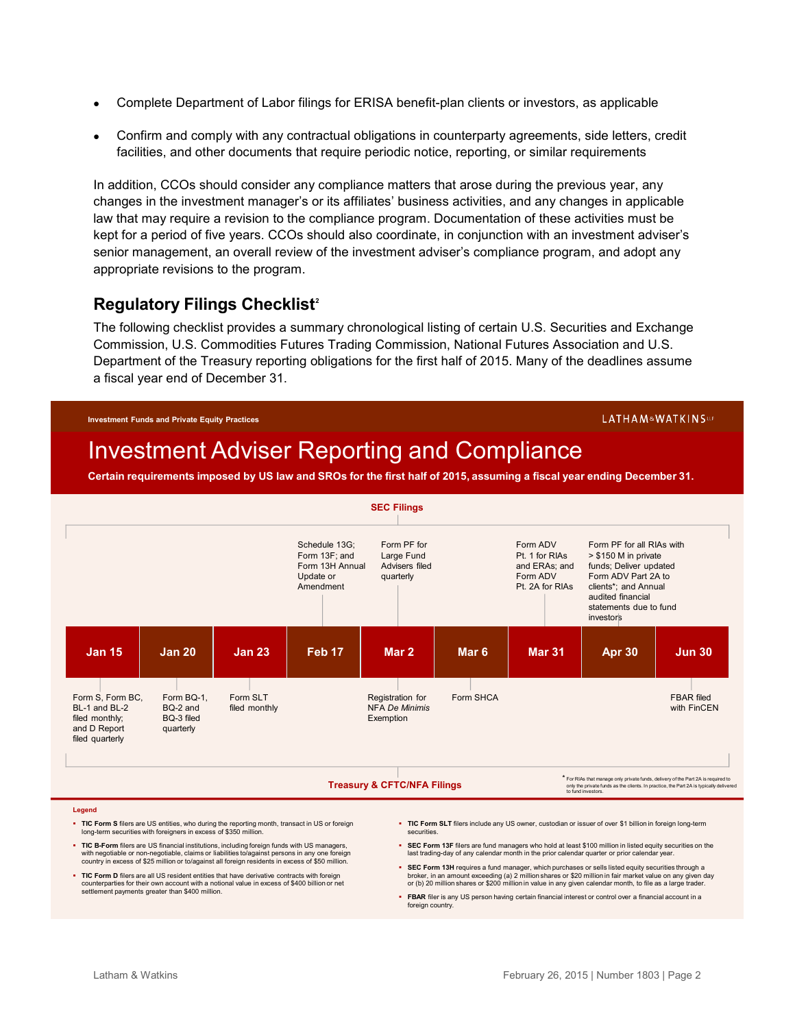- Complete Department of Labor filings for ERISA benefit-plan clients or investors, as applicable
- Confirm and comply with any contractual obligations in counterparty agreements, side letters, credit facilities, and other documents that require periodic notice, reporting, or similar requirements

In addition, CCOs should consider any compliance matters that arose during the previous year, any changes in the investment manager's or its affiliates' business activities, and any changes in applicable law that may require a revision to the compliance program. Documentation of these activities must be kept for a period of five years. CCOs should also coordinate, in conjunction with an investment adviser's senior management, an overall review of the investment adviser's compliance program, and adopt any appropriate revisions to the program.

## Regulatory Filings Checklist[2]

The following checklist provides a summary chronological listing of certain U.S. Securities and Exchange Commission, U.S. Commodities Futures Trading Commission, National Futures Association and U.S. Department of the Treasury reporting obligations for the first half of 2015. Many of the deadlines assume a fiscal year end of December 31.

**Investment Funds and Private Equity Practices** — LATHAM & WATKINS LLP

# Investment Adviser Reporting and Compliance

**Certain requirements imposed by US law and SROs for the first half of 2015, assuming a fiscal year ending December 31.**

| Date | SEC Filings | Treasury & CFTC/NFA Filings |
|---|---|---|
| Jan 15 | | Form S, Form BC, BL-1 and BL-2 filed monthly; and D Report filed quarterly |
| Jan 20 | | Form BQ-1, BQ-2 and BQ-3 filed quarterly |
| Jan 23 | | Form SLT filed monthly |
| Feb 17 | Schedule 13G; Form 13F; and Form 13H Annual Update or Amendment | |
| Mar 2 | Form PF for Large Fund Advisers filed quarterly | Registration for NFA *De Minimis* Exemption |
| Mar 6 | | Form SHCA |
| Mar 31 | Form ADV Pt. 1 for RIAs and ERAs; and Form ADV Pt. 2A for RIAs | |
| Apr 30 | Form PF for all RIAs with > $150 M in private funds; Deliver updated Form ADV Part 2A to clients*; and Annual audited financial statements due to fund investors | |
| Jun 30 | | FBAR filed with FinCEN |

* For RIAs that manage only private funds, delivery of the Part 2A is required to only the private funds as the clients. In practice, the Part 2A is typically delivered to fund investors.

**Legend**

- **TIC Form S** filers are US entities, who during the reporting month, transact in US or foreign long-term securities with foreigners in excess of $350 million.
- **TIC B-Form** filers are US financial institutions, including foreign funds with US managers, with negotiable or non-negotiable, claims or liabilities to/against persons in any one foreign country in excess of $25 million or to/against all foreign residents in excess of $50 million.
- **TIC Form D** filers are all US resident entities that have derivative contracts with foreign counterparties for their own account with a notional value in excess of $400 billion or net settlement payments greater than $400 million.
- **TIC Form SLT** filers include any US owner, custodian or issuer of over $1 billion in foreign long-term securities.
- **SEC Form 13F** filers are fund managers who hold at least $100 million in listed equity securities on the last trading-day of any calendar month in the prior calendar quarter or prior calendar year.
- **SEC Form 13H** requires a fund manager, which purchases or sells listed equity securities through a broker, in an amount exceeding (a) 2 million shares or $20 million in fair market value on any given day or (b) 20 million shares or $200 million in value in any given calendar month, to file as a large trader.
- **FBAR** filer is any US person having certain financial interest or control over a financial account in a foreign country.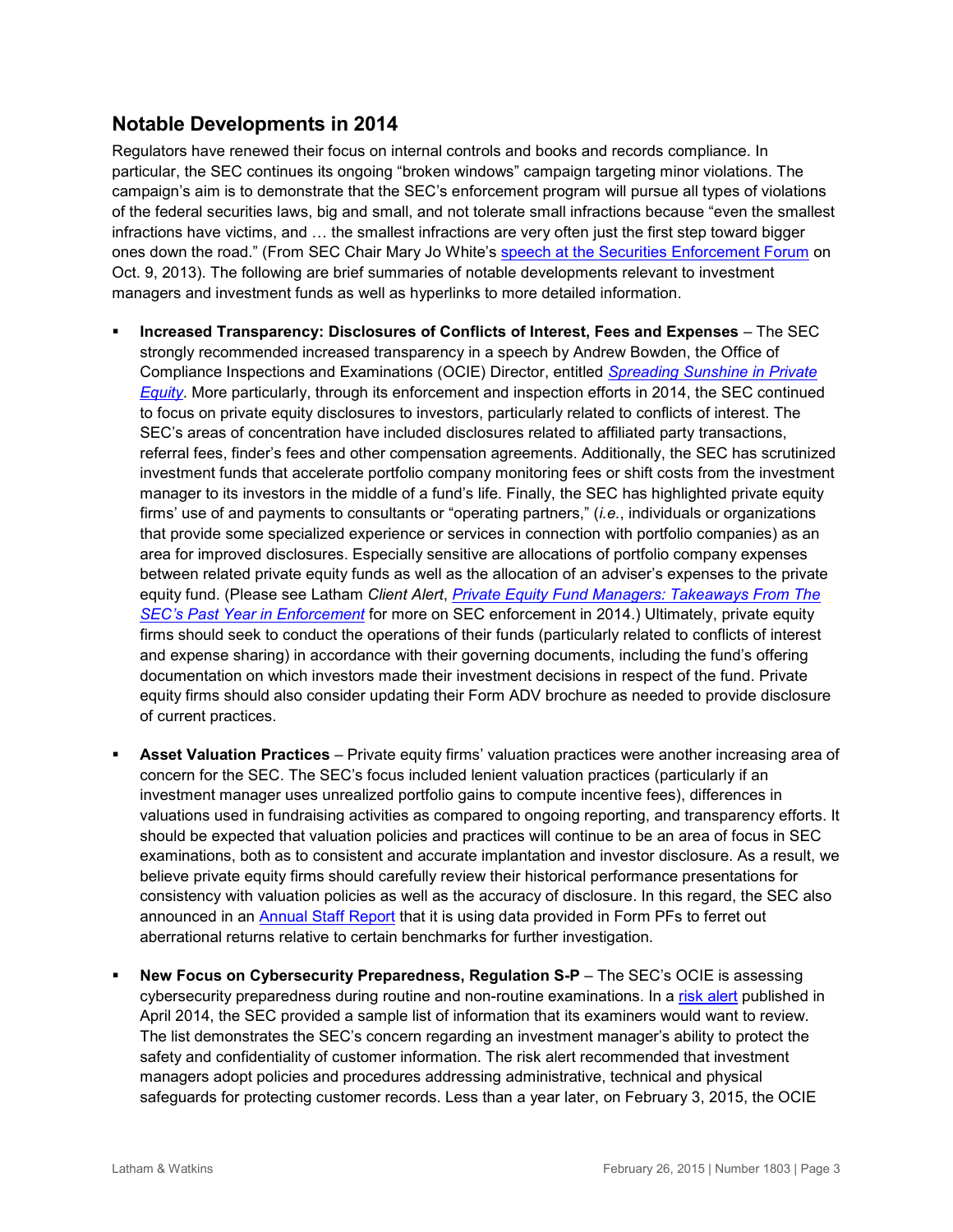## Notable Developments in 2014

Regulators have renewed their focus on internal controls and books and records compliance. In particular, the SEC continues its ongoing "broken windows" campaign targeting minor violations. The campaign's aim is to demonstrate that the SEC's enforcement program will pursue all types of violations of the federal securities laws, big and small, and not tolerate small infractions because "even the smallest infractions have victims, and … the smallest infractions are very often just the first step toward bigger ones down the road." (From SEC Chair Mary Jo White's speech at the Securities Enforcement Forum on Oct. 9, 2013). The following are brief summaries of notable developments relevant to investment managers and investment funds as well as hyperlinks to more detailed information.

- **Increased Transparency: Disclosures of Conflicts of Interest, Fees and Expenses** – The SEC strongly recommended increased transparency in a speech by Andrew Bowden, the Office of Compliance Inspections and Examinations (OCIE) Director, entitled *Spreading Sunshine in Private Equity*. More particularly, through its enforcement and inspection efforts in 2014, the SEC continued to focus on private equity disclosures to investors, particularly related to conflicts of interest. The SEC's areas of concentration have included disclosures related to affiliated party transactions, referral fees, finder's fees and other compensation agreements. Additionally, the SEC has scrutinized investment funds that accelerate portfolio company monitoring fees or shift costs from the investment manager to its investors in the middle of a fund's life. Finally, the SEC has highlighted private equity firms' use of and payments to consultants or "operating partners," (*i.e.*, individuals or organizations that provide some specialized experience or services in connection with portfolio companies) as an area for improved disclosures. Especially sensitive are allocations of portfolio company expenses between related private equity funds as well as the allocation of an adviser's expenses to the private equity fund. (Please see Latham *Client Alert*, *Private Equity Fund Managers: Takeaways From The SEC's Past Year in Enforcement* for more on SEC enforcement in 2014.) Ultimately, private equity firms should seek to conduct the operations of their funds (particularly related to conflicts of interest and expense sharing) in accordance with their governing documents, including the fund's offering documentation on which investors made their investment decisions in respect of the fund. Private equity firms should also consider updating their Form ADV brochure as needed to provide disclosure of current practices.

- **Asset Valuation Practices** – Private equity firms' valuation practices were another increasing area of concern for the SEC. The SEC's focus included lenient valuation practices (particularly if an investment manager uses unrealized portfolio gains to compute incentive fees), differences in valuations used in fundraising activities as compared to ongoing reporting, and transparency efforts. It should be expected that valuation policies and practices will continue to be an area of focus in SEC examinations, both as to consistent and accurate implantation and investor disclosure. As a result, we believe private equity firms should carefully review their historical performance presentations for consistency with valuation policies as well as the accuracy of disclosure. In this regard, the SEC also announced in an Annual Staff Report that it is using data provided in Form PFs to ferret out aberrational returns relative to certain benchmarks for further investigation.

- **New Focus on Cybersecurity Preparedness, Regulation S-P** – The SEC's OCIE is assessing cybersecurity preparedness during routine and non-routine examinations. In a risk alert published in April 2014, the SEC provided a sample list of information that its examiners would want to review. The list demonstrates the SEC's concern regarding an investment manager's ability to protect the safety and confidentiality of customer information. The risk alert recommended that investment managers adopt policies and procedures addressing administrative, technical and physical safeguards for protecting customer records. Less than a year later, on February 3, 2015, the OCIE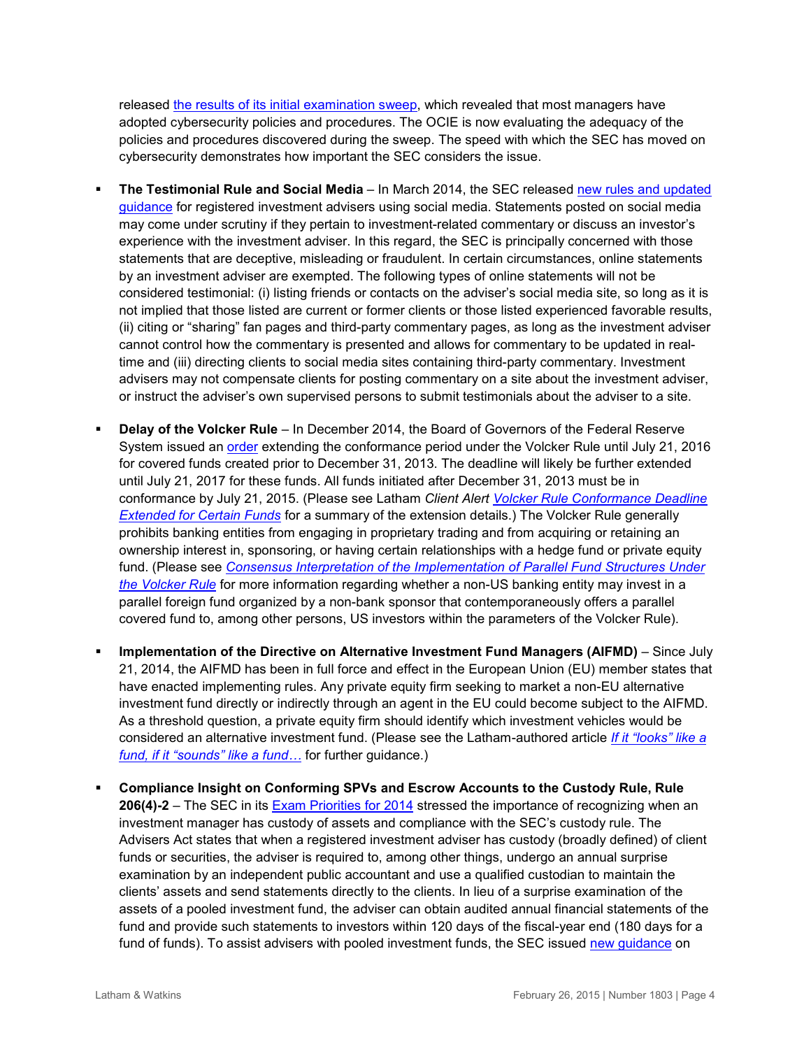released the results of its initial examination sweep, which revealed that most managers have adopted cybersecurity policies and procedures. The OCIE is now evaluating the adequacy of the policies and procedures discovered during the sweep. The speed with which the SEC has moved on cybersecurity demonstrates how important the SEC considers the issue.

- **The Testimonial Rule and Social Media** – In March 2014, the SEC released new rules and updated guidance for registered investment advisers using social media. Statements posted on social media may come under scrutiny if they pertain to investment-related commentary or discuss an investor's experience with the investment adviser. In this regard, the SEC is principally concerned with those statements that are deceptive, misleading or fraudulent. In certain circumstances, online statements by an investment adviser are exempted. The following types of online statements will not be considered testimonial: (i) listing friends or contacts on the adviser's social media site, so long as it is not implied that those listed are current or former clients or those listed experienced favorable results, (ii) citing or "sharing" fan pages and third-party commentary pages, as long as the investment adviser cannot control how the commentary is presented and allows for commentary to be updated in real-time and (iii) directing clients to social media sites containing third-party commentary. Investment advisers may not compensate clients for posting commentary on a site about the investment adviser, or instruct the adviser's own supervised persons to submit testimonials about the adviser to a site.

- **Delay of the Volcker Rule** – In December 2014, the Board of Governors of the Federal Reserve System issued an order extending the conformance period under the Volcker Rule until July 21, 2016 for covered funds created prior to December 31, 2013. The deadline will likely be further extended until July 21, 2017 for these funds. All funds initiated after December 31, 2013 must be in conformance by July 21, 2015. (Please see Latham *Client Alert* *Volcker Rule Conformance Deadline Extended for Certain Funds* for a summary of the extension details.) The Volcker Rule generally prohibits banking entities from engaging in proprietary trading and from acquiring or retaining an ownership interest in, sponsoring, or having certain relationships with a hedge fund or private equity fund. (Please see *Consensus Interpretation of the Implementation of Parallel Fund Structures Under the Volcker Rule* for more information regarding whether a non-US banking entity may invest in a parallel foreign fund organized by a non-bank sponsor that contemporaneously offers a parallel covered fund to, among other persons, US investors within the parameters of the Volcker Rule).

- **Implementation of the Directive on Alternative Investment Fund Managers (AIFMD)** – Since July 21, 2014, the AIFMD has been in full force and effect in the European Union (EU) member states that have enacted implementing rules. Any private equity firm seeking to market a non-EU alternative investment fund directly or indirectly through an agent in the EU could become subject to the AIFMD. As a threshold question, a private equity firm should identify which investment vehicles would be considered an alternative investment fund. (Please see the Latham-authored article *If it "looks" like a fund, if it "sounds" like a fund…* for further guidance.)

- **Compliance Insight on Conforming SPVs and Escrow Accounts to the Custody Rule, Rule 206(4)-2** – The SEC in its Exam Priorities for 2014 stressed the importance of recognizing when an investment manager has custody of assets and compliance with the SEC's custody rule. The Advisers Act states that when a registered investment adviser has custody (broadly defined) of client funds or securities, the adviser is required to, among other things, undergo an annual surprise examination by an independent public accountant and use a qualified custodian to maintain the clients' assets and send statements directly to the clients. In lieu of a surprise examination of the assets of a pooled investment fund, the adviser can obtain audited annual financial statements of the fund and provide such statements to investors within 120 days of the fiscal-year end (180 days for a fund of funds). To assist advisers with pooled investment funds, the SEC issued new guidance on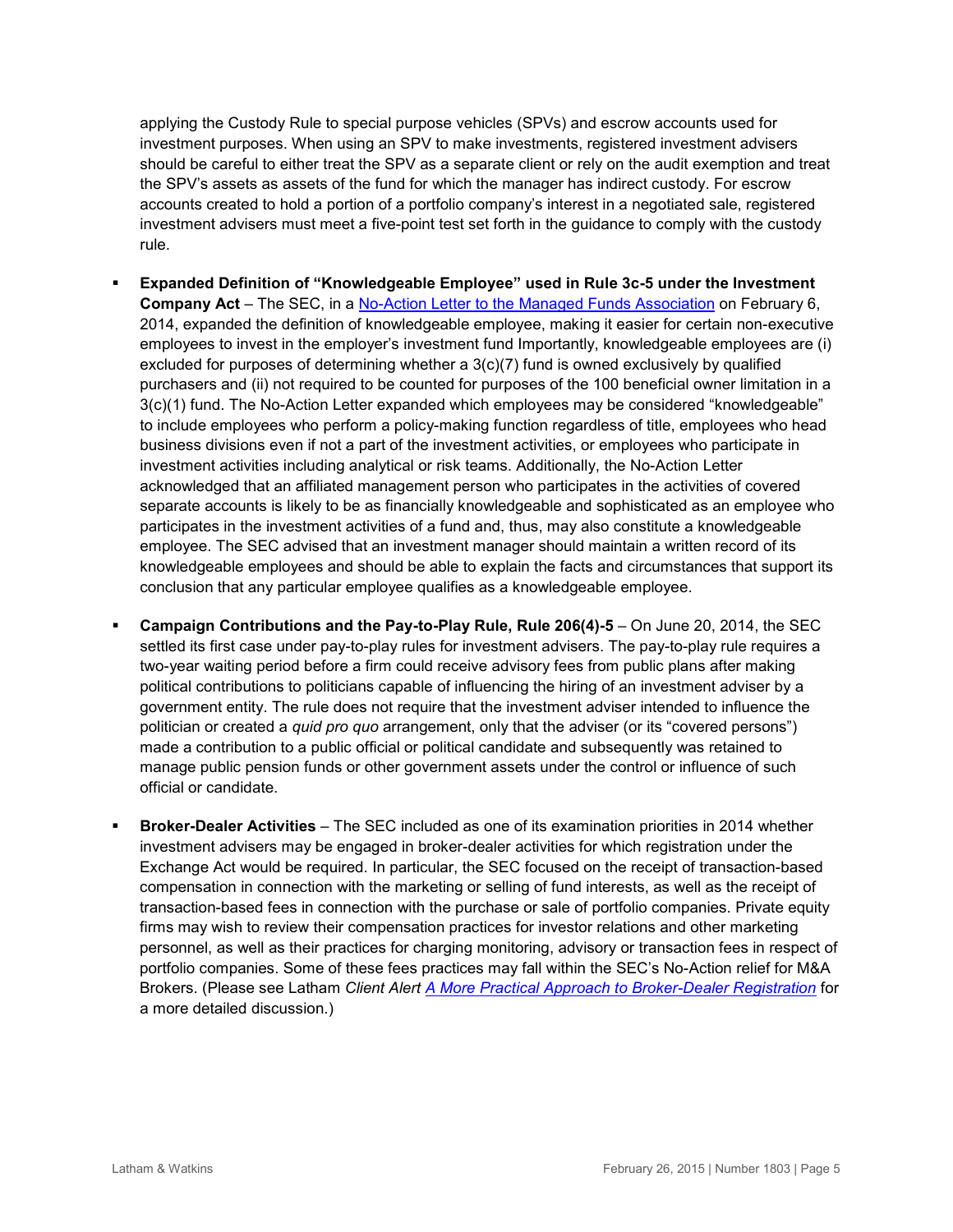applying the Custody Rule to special purpose vehicles (SPVs) and escrow accounts used for investment purposes. When using an SPV to make investments, registered investment advisers should be careful to either treat the SPV as a separate client or rely on the audit exemption and treat the SPV's assets as assets of the fund for which the manager has indirect custody. For escrow accounts created to hold a portion of a portfolio company's interest in a negotiated sale, registered investment advisers must meet a five-point test set forth in the guidance to comply with the custody rule.

- **Expanded Definition of "Knowledgeable Employee" used in Rule 3c-5 under the Investment Company Act** – The SEC, in a No-Action Letter to the Managed Funds Association on February 6, 2014, expanded the definition of knowledgeable employee, making it easier for certain non-executive employees to invest in the employer's investment fund Importantly, knowledgeable employees are (i) excluded for purposes of determining whether a 3(c)(7) fund is owned exclusively by qualified purchasers and (ii) not required to be counted for purposes of the 100 beneficial owner limitation in a 3(c)(1) fund. The No-Action Letter expanded which employees may be considered "knowledgeable" to include employees who perform a policy-making function regardless of title, employees who head business divisions even if not a part of the investment activities, or employees who participate in investment activities including analytical or risk teams. Additionally, the No-Action Letter acknowledged that an affiliated management person who participates in the activities of covered separate accounts is likely to be as financially knowledgeable and sophisticated as an employee who participates in the investment activities of a fund and, thus, may also constitute a knowledgeable employee. The SEC advised that an investment manager should maintain a written record of its knowledgeable employees and should be able to explain the facts and circumstances that support its conclusion that any particular employee qualifies as a knowledgeable employee.

- **Campaign Contributions and the Pay-to-Play Rule, Rule 206(4)-5** – On June 20, 2014, the SEC settled its first case under pay-to-play rules for investment advisers. The pay-to-play rule requires a two-year waiting period before a firm could receive advisory fees from public plans after making political contributions to politicians capable of influencing the hiring of an investment adviser by a government entity. The rule does not require that the investment adviser intended to influence the politician or created a *quid pro quo* arrangement, only that the adviser (or its "covered persons") made a contribution to a public official or political candidate and subsequently was retained to manage public pension funds or other government assets under the control or influence of such official or candidate.

- **Broker-Dealer Activities** – The SEC included as one of its examination priorities in 2014 whether investment advisers may be engaged in broker-dealer activities for which registration under the Exchange Act would be required. In particular, the SEC focused on the receipt of transaction-based compensation in connection with the marketing or selling of fund interests, as well as the receipt of transaction-based fees in connection with the purchase or sale of portfolio companies. Private equity firms may wish to review their compensation practices for investor relations and other marketing personnel, as well as their practices for charging monitoring, advisory or transaction fees in respect of portfolio companies. Some of these fees practices may fall within the SEC's No-Action relief for M&A Brokers. (Please see Latham *Client Alert* *A More Practical Approach to Broker-Dealer Registration* for a more detailed discussion.)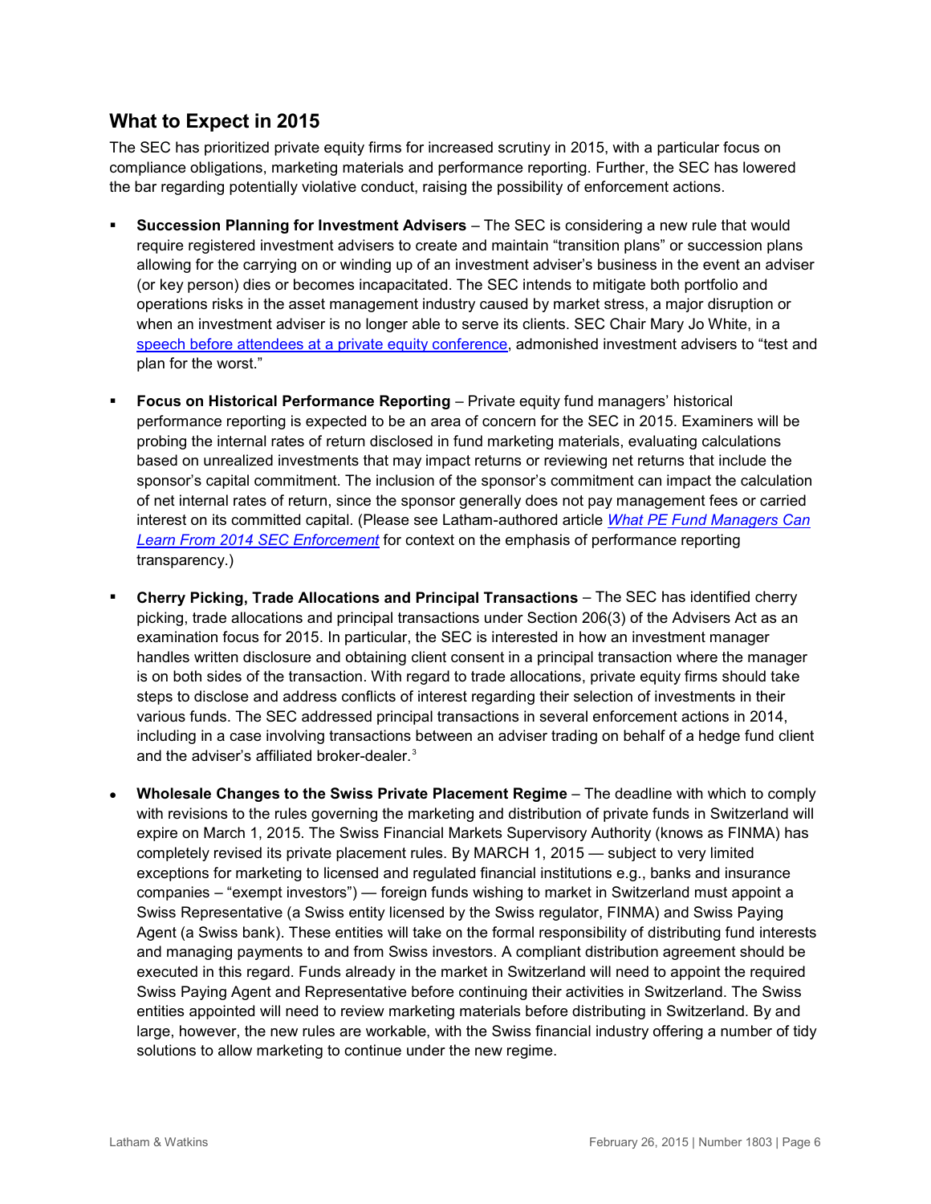## What to Expect in 2015

The SEC has prioritized private equity firms for increased scrutiny in 2015, with a particular focus on compliance obligations, marketing materials and performance reporting. Further, the SEC has lowered the bar regarding potentially violative conduct, raising the possibility of enforcement actions.

- **Succession Planning for Investment Advisers** – The SEC is considering a new rule that would require registered investment advisers to create and maintain "transition plans" or succession plans allowing for the carrying on or winding up of an investment adviser's business in the event an adviser (or key person) dies or becomes incapacitated. The SEC intends to mitigate both portfolio and operations risks in the asset management industry caused by market stress, a major disruption or when an investment adviser is no longer able to serve its clients. SEC Chair Mary Jo White, in a speech before attendees at a private equity conference, admonished investment advisers to "test and plan for the worst."

- **Focus on Historical Performance Reporting** – Private equity fund managers' historical performance reporting is expected to be an area of concern for the SEC in 2015. Examiners will be probing the internal rates of return disclosed in fund marketing materials, evaluating calculations based on unrealized investments that may impact returns or reviewing net returns that include the sponsor's capital commitment. The inclusion of the sponsor's commitment can impact the calculation of net internal rates of return, since the sponsor generally does not pay management fees or carried interest on its committed capital. (Please see Latham-authored article *What PE Fund Managers Can Learn From 2014 SEC Enforcement* for context on the emphasis of performance reporting transparency.)

- **Cherry Picking, Trade Allocations and Principal Transactions** – The SEC has identified cherry picking, trade allocations and principal transactions under Section 206(3) of the Advisers Act as an examination focus for 2015. In particular, the SEC is interested in how an investment manager handles written disclosure and obtaining client consent in a principal transaction where the manager is on both sides of the transaction. With regard to trade allocations, private equity firms should take steps to disclose and address conflicts of interest regarding their selection of investments in their various funds. The SEC addressed principal transactions in several enforcement actions in 2014, including in a case involving transactions between an adviser trading on behalf of a hedge fund client and the adviser's affiliated broker-dealer.[3]

- **Wholesale Changes to the Swiss Private Placement Regime** – The deadline with which to comply with revisions to the rules governing the marketing and distribution of private funds in Switzerland will expire on March 1, 2015. The Swiss Financial Markets Supervisory Authority (knows as FINMA) has completely revised its private placement rules. By MARCH 1, 2015 — subject to very limited exceptions for marketing to licensed and regulated financial institutions e.g., banks and insurance companies – "exempt investors") — foreign funds wishing to market in Switzerland must appoint a Swiss Representative (a Swiss entity licensed by the Swiss regulator, FINMA) and Swiss Paying Agent (a Swiss bank). These entities will take on the formal responsibility of distributing fund interests and managing payments to and from Swiss investors. A compliant distribution agreement should be executed in this regard. Funds already in the market in Switzerland will need to appoint the required Swiss Paying Agent and Representative before continuing their activities in Switzerland. The Swiss entities appointed will need to review marketing materials before distributing in Switzerland. By and large, however, the new rules are workable, with the Swiss financial industry offering a number of tidy solutions to allow marketing to continue under the new regime.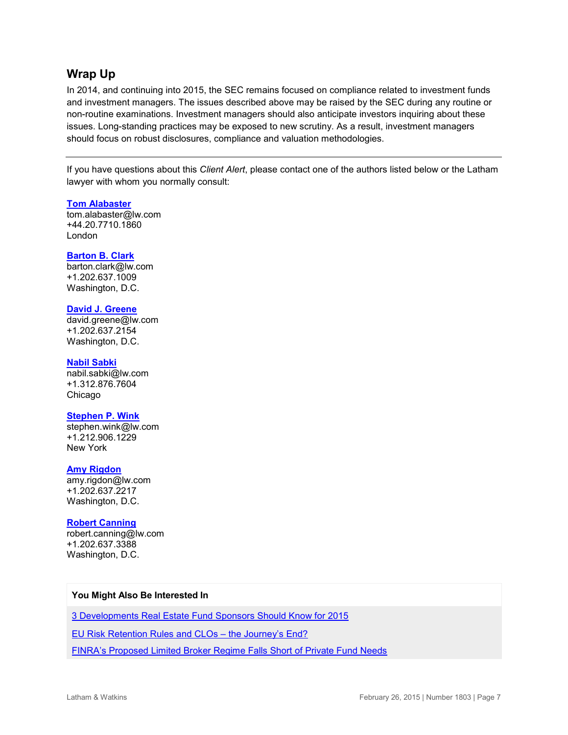## Wrap Up

In 2014, and continuing into 2015, the SEC remains focused on compliance related to investment funds and investment managers. The issues described above may be raised by the SEC during any routine or non-routine examinations. Investment managers should also anticipate investors inquiring about these issues. Long-standing practices may be exposed to new scrutiny. As a result, investment managers should focus on robust disclosures, compliance and valuation methodologies.

---

If you have questions about this *Client Alert*, please contact one of the authors listed below or the Latham lawyer with whom you normally consult:

**Tom Alabaster**
tom.alabaster@lw.com
+44.20.7710.1860
London

**Barton B. Clark**
barton.clark@lw.com
+1.202.637.1009
Washington, D.C.

**David J. Greene**
david.greene@lw.com
+1.202.637.2154
Washington, D.C.

**Nabil Sabki**
nabil.sabki@lw.com
+1.312.876.7604
Chicago

**Stephen P. Wink**
stephen.wink@lw.com
+1.212.906.1229
New York

**Amy Rigdon**
amy.rigdon@lw.com
+1.202.637.2217
Washington, D.C.

**Robert Canning**
robert.canning@lw.com
+1.202.637.3388
Washington, D.C.

**You Might Also Be Interested In**

3 Developments Real Estate Fund Sponsors Should Know for 2015

EU Risk Retention Rules and CLOs – the Journey's End?

FINRA's Proposed Limited Broker Regime Falls Short of Private Fund Needs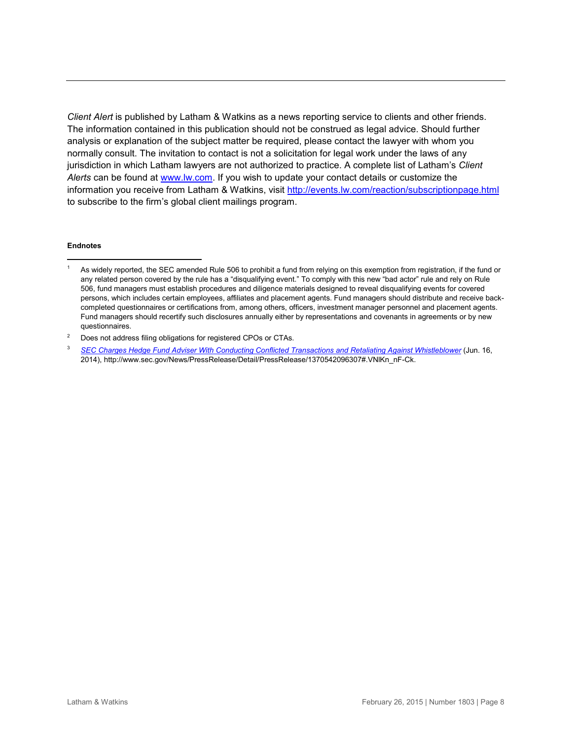*Client Alert* is published by Latham & Watkins as a news reporting service to clients and other friends. The information contained in this publication should not be construed as legal advice. Should further analysis or explanation of the subject matter be required, please contact the lawyer with whom you normally consult. The invitation to contact is not a solicitation for legal work under the laws of any jurisdiction in which Latham lawyers are not authorized to practice. A complete list of Latham's *Client Alerts* can be found at [www.lw.com](http://www.lw.com). If you wish to update your contact details or customize the information you receive from Latham & Watkins, visit [http://events.lw.com/reaction/subscriptionpage.html](http://events.lw.com/reaction/subscriptionpage.html) to subscribe to the firm's global client mailings program.

**Endnotes**

[1] As widely reported, the SEC amended Rule 506 to prohibit a fund from relying on this exemption from registration, if the fund or any related person covered by the rule has a "disqualifying event." To comply with this new "bad actor" rule and rely on Rule 506, fund managers must establish procedures and diligence materials designed to reveal disqualifying events for covered persons, which includes certain employees, affiliates and placement agents. Fund managers should distribute and receive back-completed questionnaires or certifications from, among others, officers, investment manager personnel and placement agents. Fund managers should recertify such disclosures annually either by representations and covenants in agreements or by new questionnaires.

[2] Does not address filing obligations for registered CPOs or CTAs.

[3] *SEC Charges Hedge Fund Adviser With Conducting Conflicted Transactions and Retaliating Against Whistleblower* (Jun. 16, 2014), http://www.sec.gov/News/PressRelease/Detail/PressRelease/1370542096307#.VNlKn_nF-Ck.